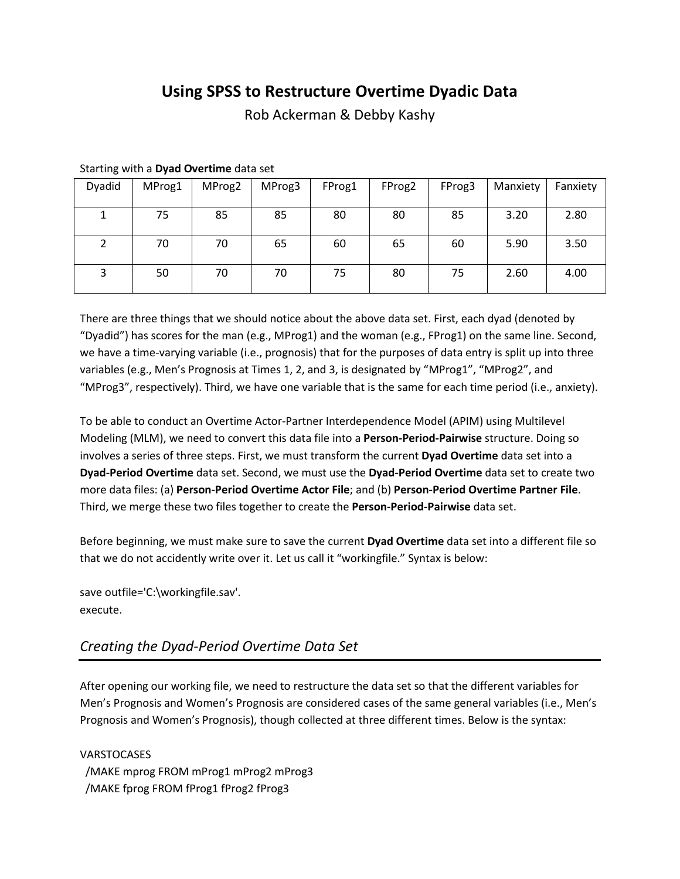# Using SPSS to Restructure Overtime Dyadic Data

Rob Ackerman & Debby Kashy

Starting with a **Dyad Overtime** data set

| Dyadid | MProg1 | MProg2 | MProg3 | FProg1 | FProg2 | FProg3 | Manxiety | Fanxiety |
|---|---|---|---|---|---|---|---|---|
| 1 | 75 | 85 | 85 | 80 | 80 | 85 | 3.20 | 2.80 |
| 2 | 70 | 70 | 65 | 60 | 65 | 60 | 5.90 | 3.50 |
| 3 | 50 | 70 | 70 | 75 | 80 | 75 | 2.60 | 4.00 |

There are three things that we should notice about the above data set. First, each dyad (denoted by "Dyadid") has scores for the man (e.g., MProg1) and the woman (e.g., FProg1) on the same line. Second, we have a time-varying variable (i.e., prognosis) that for the purposes of data entry is split up into three variables (e.g., Men's Prognosis at Times 1, 2, and 3, is designated by "MProg1", "MProg2", and "MProg3", respectively). Third, we have one variable that is the same for each time period (i.e., anxiety).

To be able to conduct an Overtime Actor-Partner Interdependence Model (APIM) using Multilevel Modeling (MLM), we need to convert this data file into a **Person-Period-Pairwise** structure. Doing so involves a series of three steps. First, we must transform the current **Dyad Overtime** data set into a **Dyad-Period Overtime** data set. Second, we must use the **Dyad-Period Overtime** data set to create two more data files: (a) **Person-Period Overtime Actor File**; and (b) **Person-Period Overtime Partner File**. Third, we merge these two files together to create the **Person-Period-Pairwise** data set.

Before beginning, we must make sure to save the current **Dyad Overtime** data set into a different file so that we do not accidently write over it. Let us call it "workingfile." Syntax is below:

```
save outfile='C:\workingfile.sav'.
execute.
```

## *Creating the Dyad-Period Overtime Data Set*

After opening our working file, we need to restructure the data set so that the different variables for Men's Prognosis and Women's Prognosis are considered cases of the same general variables (i.e., Men's Prognosis and Women's Prognosis), though collected at three different times. Below is the syntax:

```
VARSTOCASES
  /MAKE mprog FROM mProg1 mProg2 mProg3
  /MAKE fprog FROM fProg1 fProg2 fProg3
```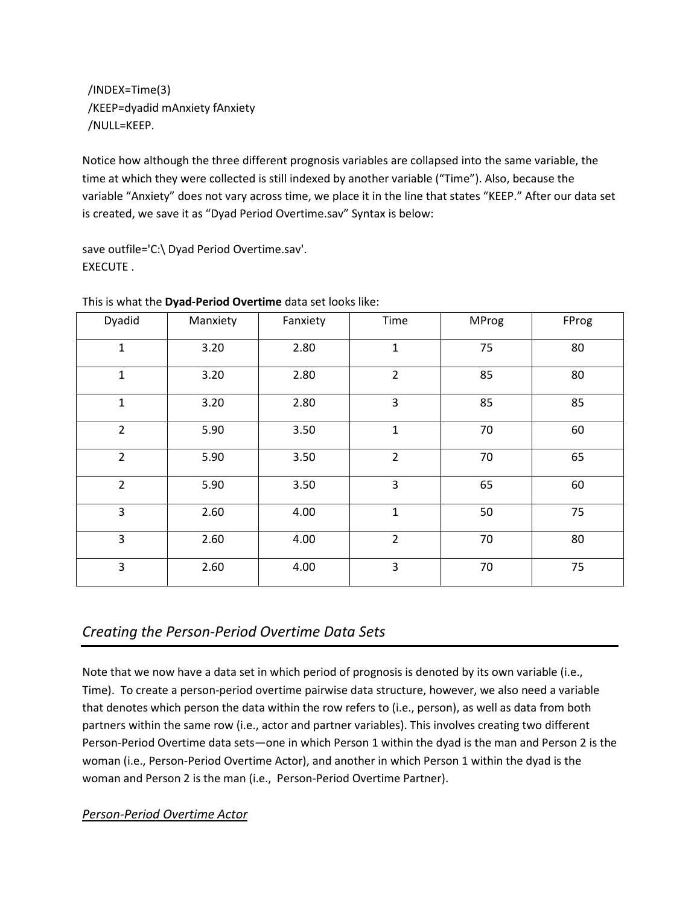```
/INDEX=Time(3)
/KEEP=dyadid mAnxiety fAnxiety
/NULL=KEEP.
```

Notice how although the three different prognosis variables are collapsed into the same variable, the time at which they were collected is still indexed by another variable ("Time"). Also, because the variable "Anxiety" does not vary across time, we place it in the line that states "KEEP." After our data set is created, we save it as "Dyad Period Overtime.sav" Syntax is below:

```
save outfile='C:\ Dyad Period Overtime.sav'.
EXECUTE .
```

This is what the **Dyad-Period Overtime** data set looks like:

| Dyadid | Manxiety | Fanxiety | Time | MProg | FProg |
|---|---|---|---|---|---|
| 1 | 3.20 | 2.80 | 1 | 75 | 80 |
| 1 | 3.20 | 2.80 | 2 | 85 | 80 |
| 1 | 3.20 | 2.80 | 3 | 85 | 85 |
| 2 | 5.90 | 3.50 | 1 | 70 | 60 |
| 2 | 5.90 | 3.50 | 2 | 70 | 65 |
| 2 | 5.90 | 3.50 | 3 | 65 | 60 |
| 3 | 2.60 | 4.00 | 1 | 50 | 75 |
| 3 | 2.60 | 4.00 | 2 | 70 | 80 |
| 3 | 2.60 | 4.00 | 3 | 70 | 75 |

## *Creating the Person-Period Overtime Data Sets*

Note that we now have a data set in which period of prognosis is denoted by its own variable (i.e., Time). To create a person-period overtime pairwise data structure, however, we also need a variable that denotes which person the data within the row refers to (i.e., person), as well as data from both partners within the same row (i.e., actor and partner variables). This involves creating two different Person-Period Overtime data sets—one in which Person 1 within the dyad is the man and Person 2 is the woman (i.e., Person-Period Overtime Actor), and another in which Person 1 within the dyad is the woman and Person 2 is the man (i.e., Person-Period Overtime Partner).

### *Person-Period Overtime Actor*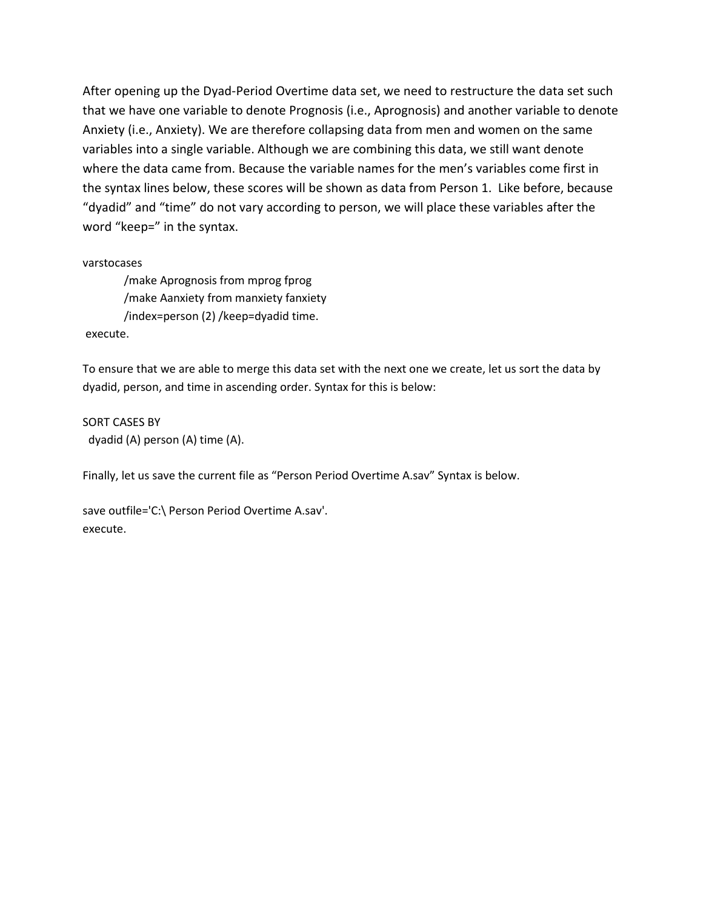After opening up the Dyad-Period Overtime data set, we need to restructure the data set such that we have one variable to denote Prognosis (i.e., Aprognosis) and another variable to denote Anxiety (i.e., Anxiety). We are therefore collapsing data from men and women on the same variables into a single variable. Although we are combining this data, we still want denote where the data came from. Because the variable names for the men's variables come first in the syntax lines below, these scores will be shown as data from Person 1. Like before, because "dyadid" and "time" do not vary according to person, we will place these variables after the word "keep=" in the syntax.

```
varstocases
        /make Aprognosis from mprog fprog
        /make Aanxiety from manxiety fanxiety
        /index=person (2) /keep=dyadid time.
 execute.
```

To ensure that we are able to merge this data set with the next one we create, let us sort the data by dyadid, person, and time in ascending order. Syntax for this is below:

```
SORT CASES BY
  dyadid (A) person (A) time (A).
```

Finally, let us save the current file as "Person Period Overtime A.sav" Syntax is below.

```
save outfile='C:\ Person Period Overtime A.sav'.
execute.
```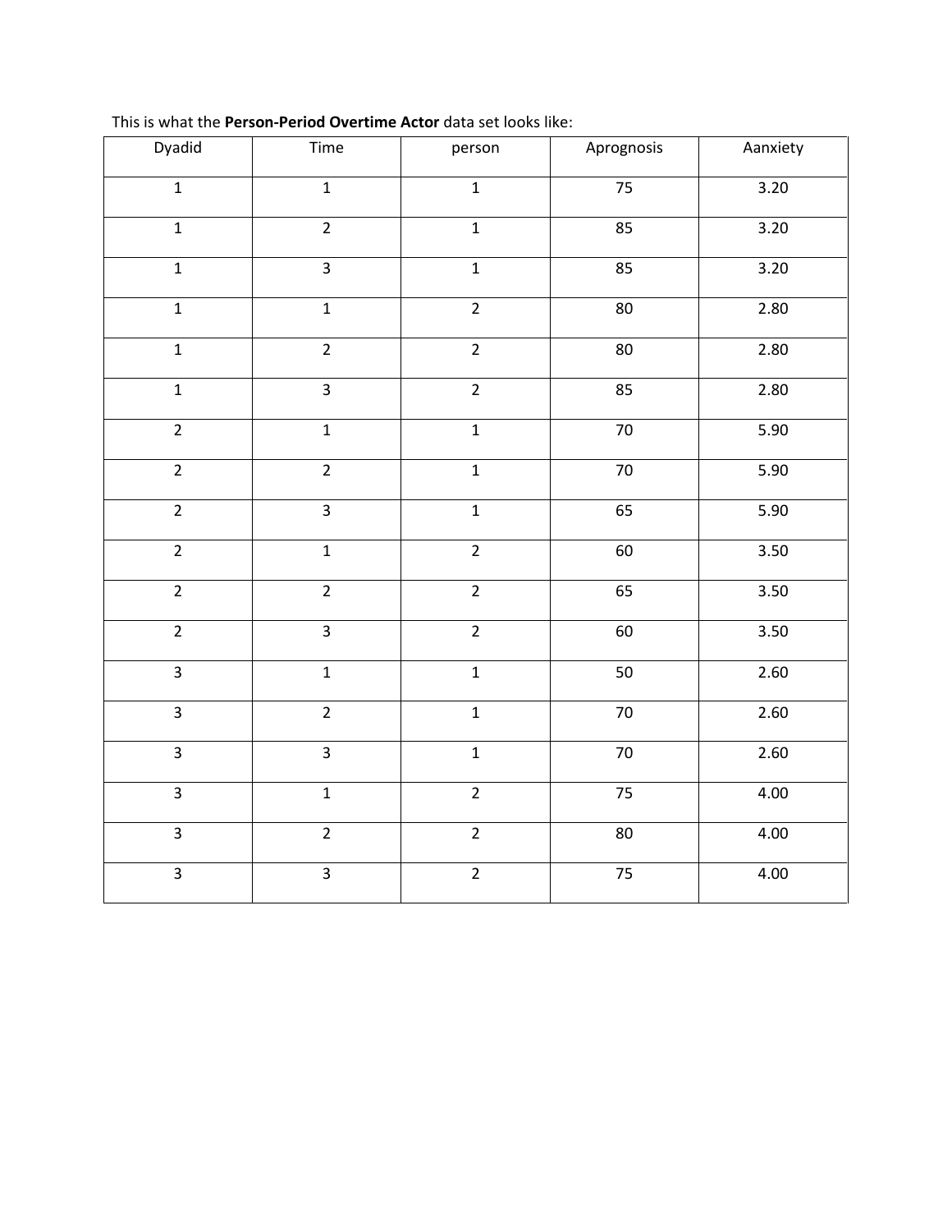This is what the **Person-Period Overtime Actor** data set looks like:

| Dyadid | Time | person | Aprognosis | Aanxiety |
|---|---|---|---|---|
| 1 | 1 | 1 | 75 | 3.20 |
| 1 | 2 | 1 | 85 | 3.20 |
| 1 | 3 | 1 | 85 | 3.20 |
| 1 | 1 | 2 | 80 | 2.80 |
| 1 | 2 | 2 | 80 | 2.80 |
| 1 | 3 | 2 | 85 | 2.80 |
| 2 | 1 | 1 | 70 | 5.90 |
| 2 | 2 | 1 | 70 | 5.90 |
| 2 | 3 | 1 | 65 | 5.90 |
| 2 | 1 | 2 | 60 | 3.50 |
| 2 | 2 | 2 | 65 | 3.50 |
| 2 | 3 | 2 | 60 | 3.50 |
| 3 | 1 | 1 | 50 | 2.60 |
| 3 | 2 | 1 | 70 | 2.60 |
| 3 | 3 | 1 | 70 | 2.60 |
| 3 | 1 | 2 | 75 | 4.00 |
| 3 | 2 | 2 | 80 | 4.00 |
| 3 | 3 | 2 | 75 | 4.00 |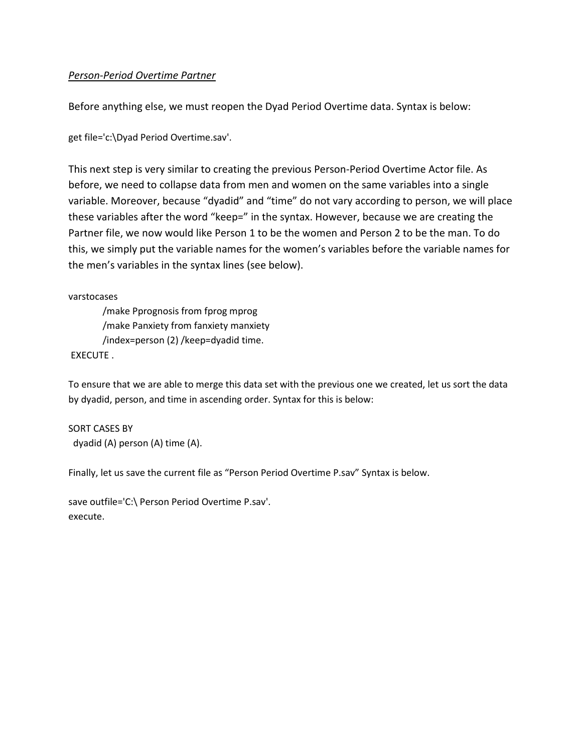*Person-Period Overtime Partner*

Before anything else, we must reopen the Dyad Period Overtime data. Syntax is below:

```
get file='c:\Dyad Period Overtime.sav'.
```

This next step is very similar to creating the previous Person-Period Overtime Actor file. As before, we need to collapse data from men and women on the same variables into a single variable. Moreover, because "dyadid" and "time" do not vary according to person, we will place these variables after the word "keep=" in the syntax. However, because we are creating the Partner file, we now would like Person 1 to be the women and Person 2 to be the man. To do this, we simply put the variable names for the women's variables before the variable names for the men's variables in the syntax lines (see below).

```
varstocases
        /make Pprognosis from fprog mprog
        /make Panxiety from fanxiety manxiety
        /index=person (2) /keep=dyadid time.
 EXECUTE .
```

To ensure that we are able to merge this data set with the previous one we created, let us sort the data by dyadid, person, and time in ascending order. Syntax for this is below:

```
SORT CASES BY
  dyadid (A) person (A) time (A).
```

Finally, let us save the current file as "Person Period Overtime P.sav" Syntax is below.

```
save outfile='C:\ Person Period Overtime P.sav'.
execute.
```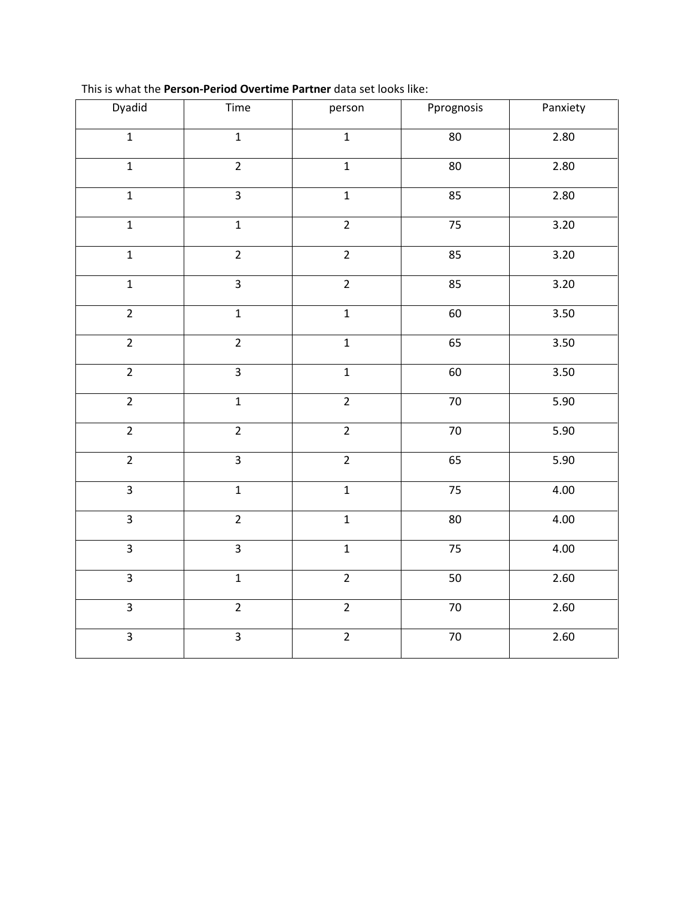This is what the **Person-Period Overtime Partner** data set looks like:

| Dyadid | Time | person | Pprognosis | Panxiety |
|---|---|---|---|---|
| 1 | 1 | 1 | 80 | 2.80 |
| 1 | 2 | 1 | 80 | 2.80 |
| 1 | 3 | 1 | 85 | 2.80 |
| 1 | 1 | 2 | 75 | 3.20 |
| 1 | 2 | 2 | 85 | 3.20 |
| 1 | 3 | 2 | 85 | 3.20 |
| 2 | 1 | 1 | 60 | 3.50 |
| 2 | 2 | 1 | 65 | 3.50 |
| 2 | 3 | 1 | 60 | 3.50 |
| 2 | 1 | 2 | 70 | 5.90 |
| 2 | 2 | 2 | 70 | 5.90 |
| 2 | 3 | 2 | 65 | 5.90 |
| 3 | 1 | 1 | 75 | 4.00 |
| 3 | 2 | 1 | 80 | 4.00 |
| 3 | 3 | 1 | 75 | 4.00 |
| 3 | 1 | 2 | 50 | 2.60 |
| 3 | 2 | 2 | 70 | 2.60 |
| 3 | 3 | 2 | 70 | 2.60 |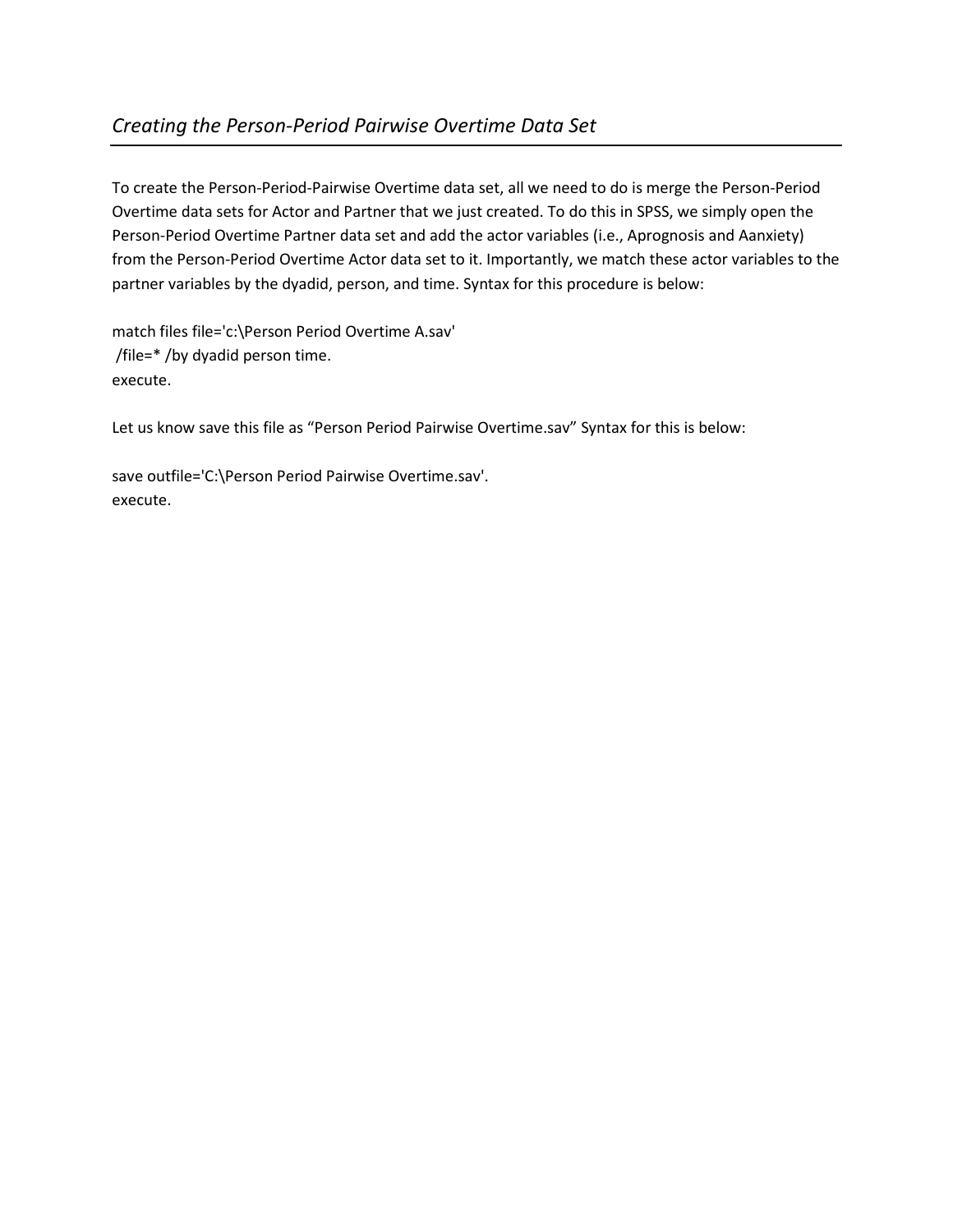## *Creating the Person-Period Pairwise Overtime Data Set*

To create the Person-Period-Pairwise Overtime data set, all we need to do is merge the Person-Period Overtime data sets for Actor and Partner that we just created. To do this in SPSS, we simply open the Person-Period Overtime Partner data set and add the actor variables (i.e., Aprognosis and Aanxiety) from the Person-Period Overtime Actor data set to it. Importantly, we match these actor variables to the partner variables by the dyadid, person, and time. Syntax for this procedure is below:

```
match files file='c:\Person Period Overtime A.sav'
 /file=* /by dyadid person time.
execute.
```

Let us know save this file as "Person Period Pairwise Overtime.sav" Syntax for this is below:

```
save outfile='C:\Person Period Pairwise Overtime.sav'.
execute.
```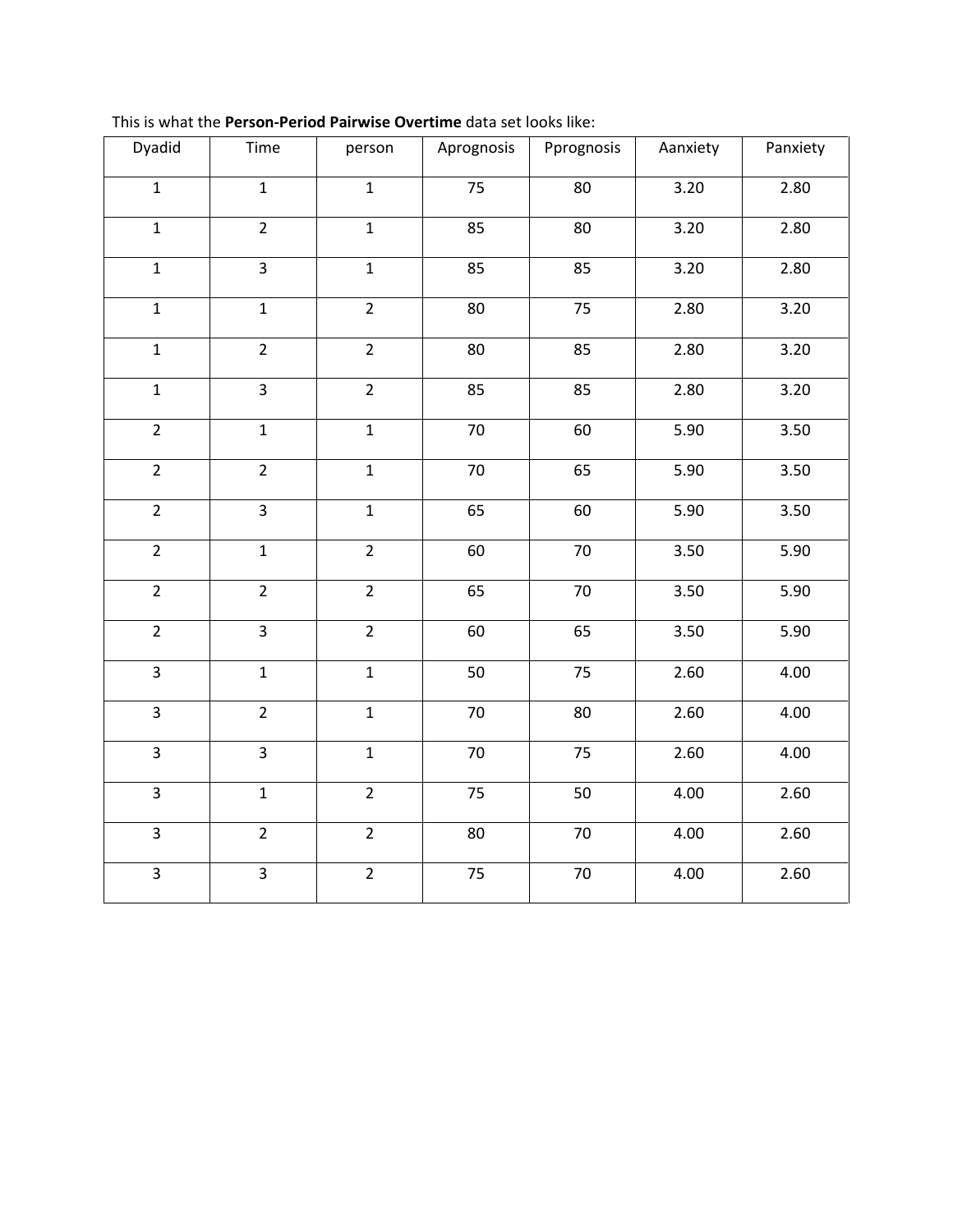This is what the **Person-Period Pairwise Overtime** data set looks like:

| Dyadid | Time | person | Aprognosis | Pprognosis | Aanxiety | Panxiety |
|---|---|---|---|---|---|---|
| 1 | 1 | 1 | 75 | 80 | 3.20 | 2.80 |
| 1 | 2 | 1 | 85 | 80 | 3.20 | 2.80 |
| 1 | 3 | 1 | 85 | 85 | 3.20 | 2.80 |
| 1 | 1 | 2 | 80 | 75 | 2.80 | 3.20 |
| 1 | 2 | 2 | 80 | 85 | 2.80 | 3.20 |
| 1 | 3 | 2 | 85 | 85 | 2.80 | 3.20 |
| 2 | 1 | 1 | 70 | 60 | 5.90 | 3.50 |
| 2 | 2 | 1 | 70 | 65 | 5.90 | 3.50 |
| 2 | 3 | 1 | 65 | 60 | 5.90 | 3.50 |
| 2 | 1 | 2 | 60 | 70 | 3.50 | 5.90 |
| 2 | 2 | 2 | 65 | 70 | 3.50 | 5.90 |
| 2 | 3 | 2 | 60 | 65 | 3.50 | 5.90 |
| 3 | 1 | 1 | 50 | 75 | 2.60 | 4.00 |
| 3 | 2 | 1 | 70 | 80 | 2.60 | 4.00 |
| 3 | 3 | 1 | 70 | 75 | 2.60 | 4.00 |
| 3 | 1 | 2 | 75 | 50 | 4.00 | 2.60 |
| 3 | 2 | 2 | 80 | 70 | 4.00 | 2.60 |
| 3 | 3 | 2 | 75 | 70 | 4.00 | 2.60 |